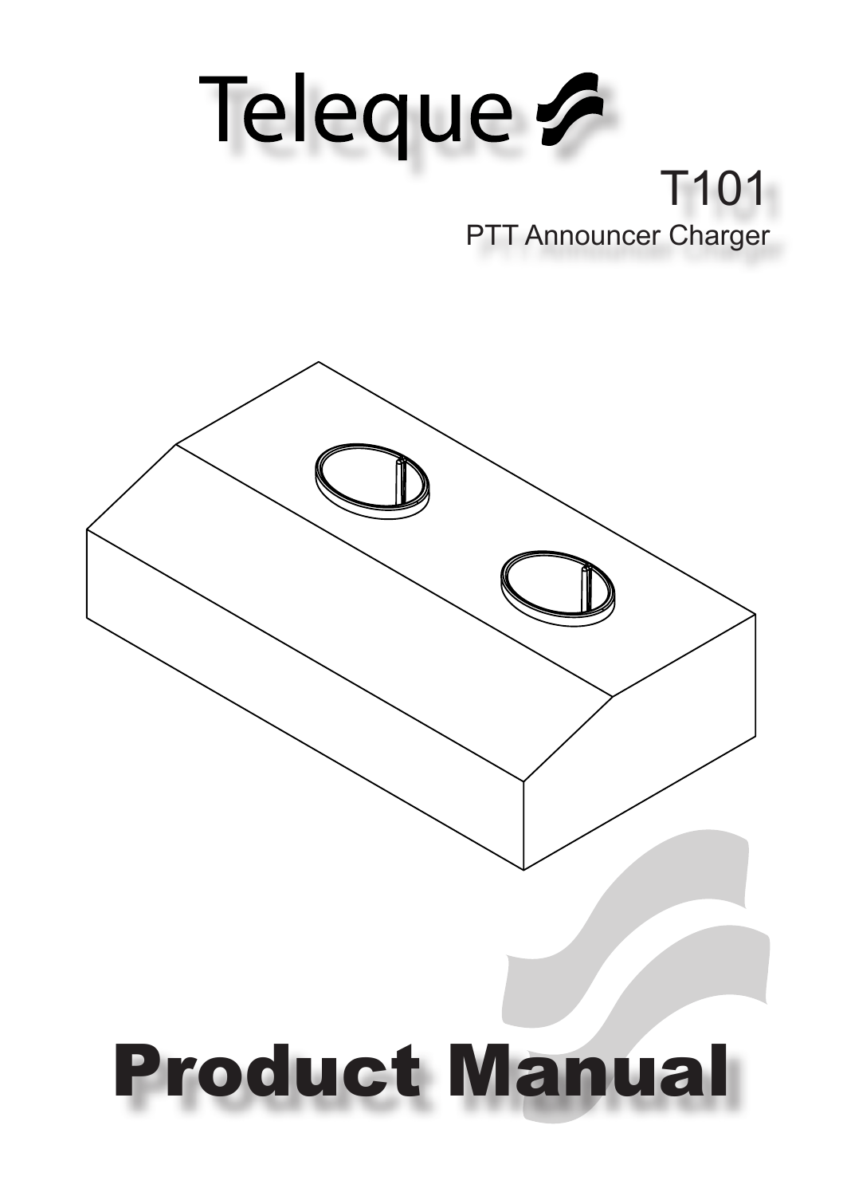# Teleque

## T101

PTT Announcer Charger

# Product Manual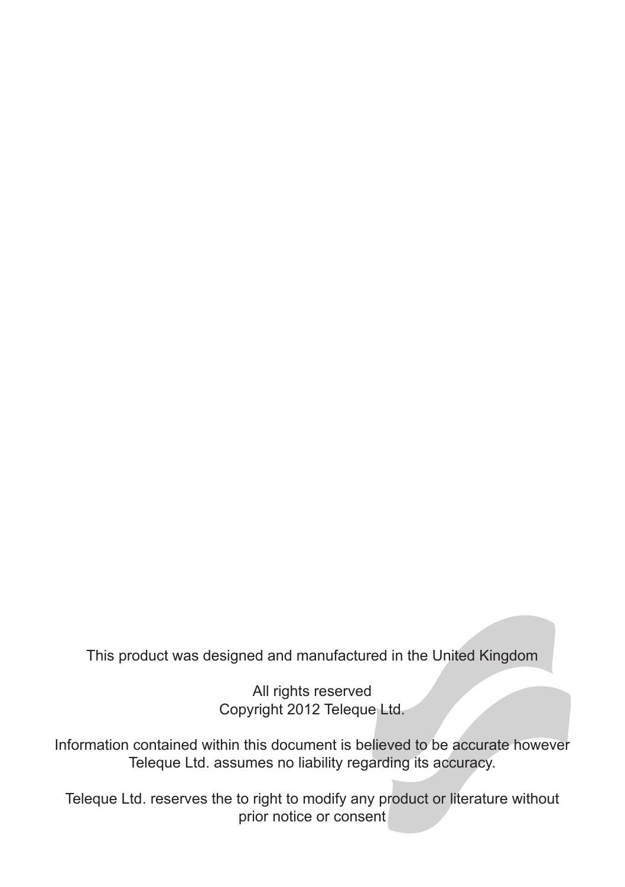This product was designed and manufactured in the United Kingdom

All rights reserved
Copyright 2012 Teleque Ltd.

Information contained within this document is believed to be accurate however Teleque Ltd. assumes no liability regarding its accuracy.

Teleque Ltd. reserves the to right to modify any product or literature without prior notice or consent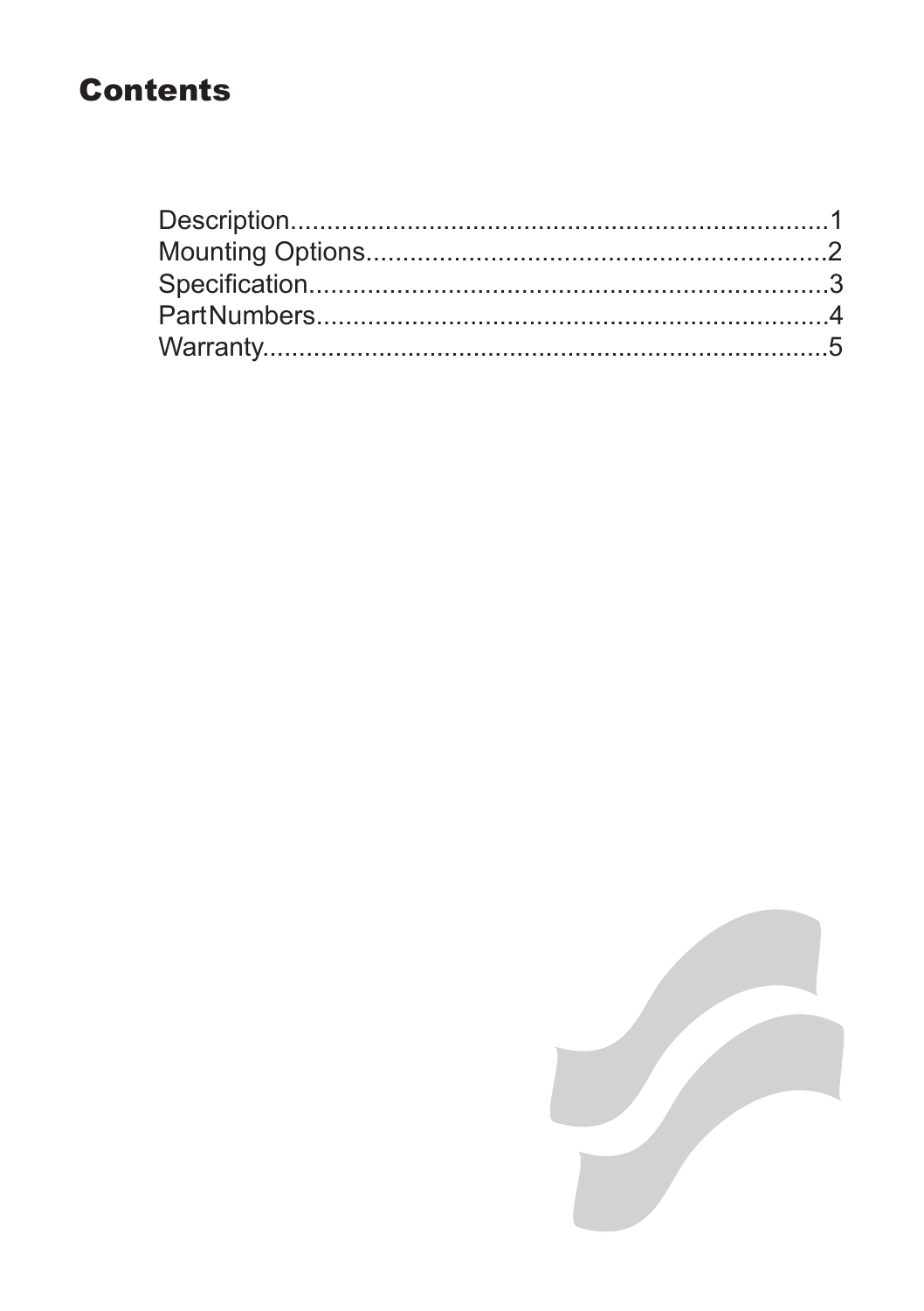# Contents

Description..........................................................................1
Mounting Options...............................................................2
Specification........................................................................3
PartNumbers........................................................................4
Warranty...............................................................................5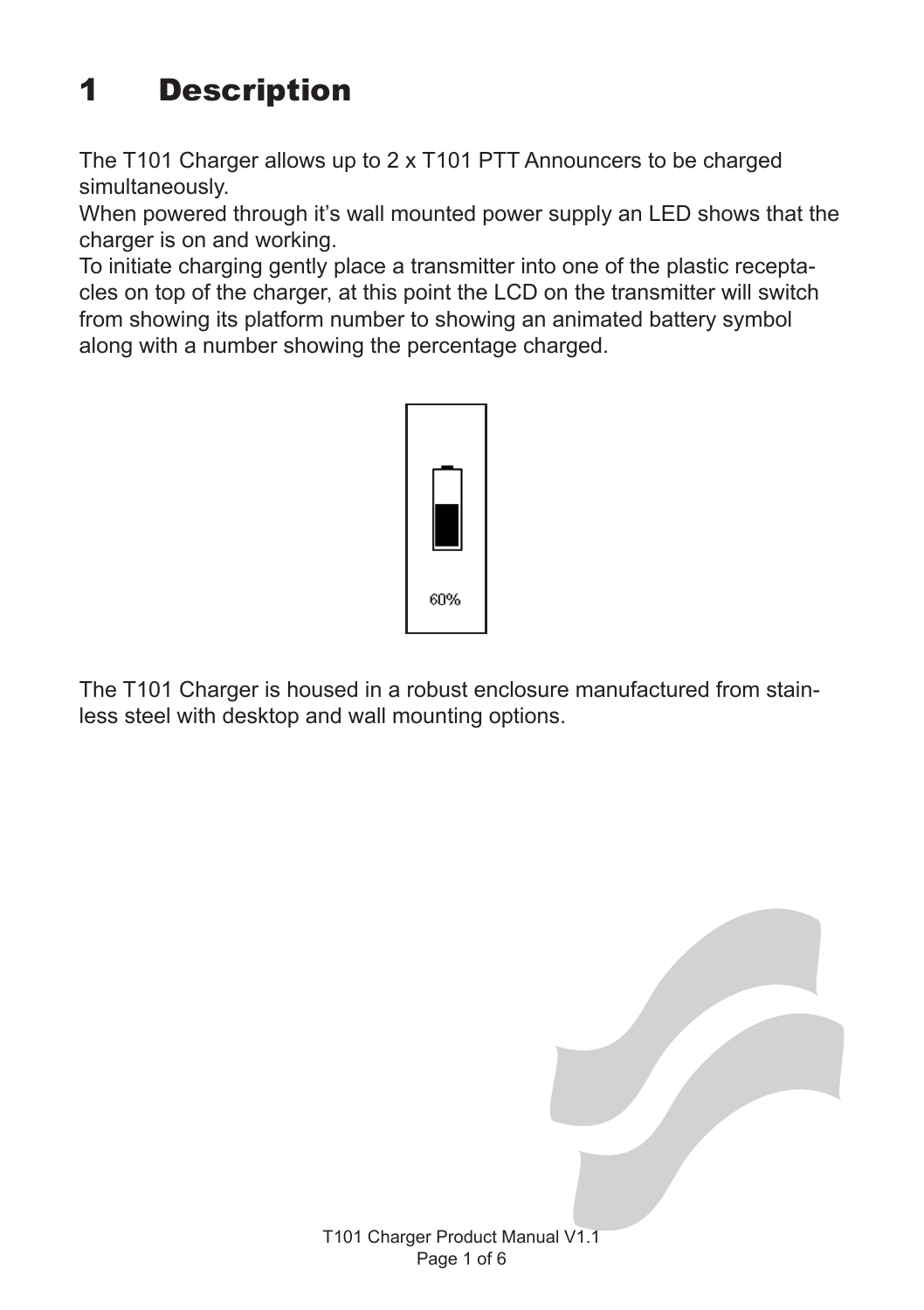# 1 Description

The T101 Charger allows up to 2 x T101 PTT Announcers to be charged simultaneously.
When powered through it's wall mounted power supply an LED shows that the charger is on and working.
To initiate charging gently place a transmitter into one of the plastic receptacles on top of the charger, at this point the LCD on the transmitter will switch from showing its platform number to showing an animated battery symbol along with a number showing the percentage charged.

60%

The T101 Charger is housed in a robust enclosure manufactured from stainless steel with desktop and wall mounting options.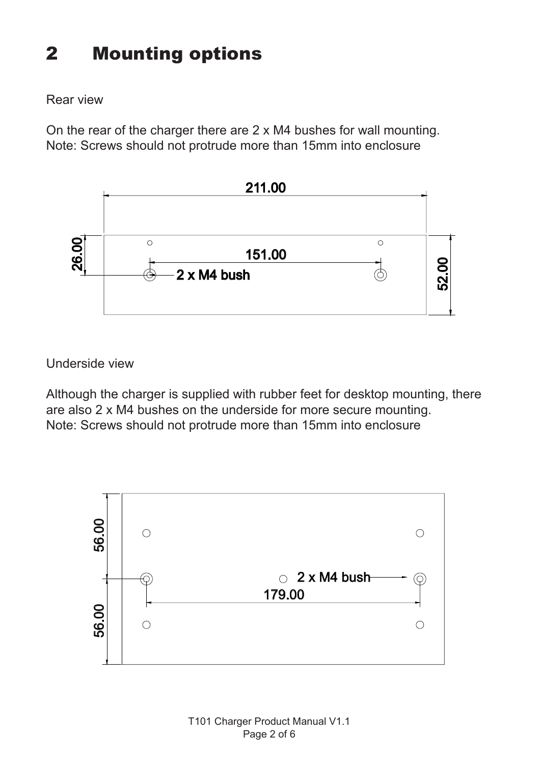# 2 Mounting options

Rear view

On the rear of the charger there are 2 x M4 bushes for wall mounting.
Note: Screws should not protrude more than 15mm into enclosure

211.00

26.00

151.00

2 x M4 bush

52.00

Underside view

Although the charger is supplied with rubber feet for desktop mounting, there are also 2 x M4 bushes on the underside for more secure mounting.
Note: Screws should not protrude more than 15mm into enclosure

56.00

2 x M4 bush

179.00

56.00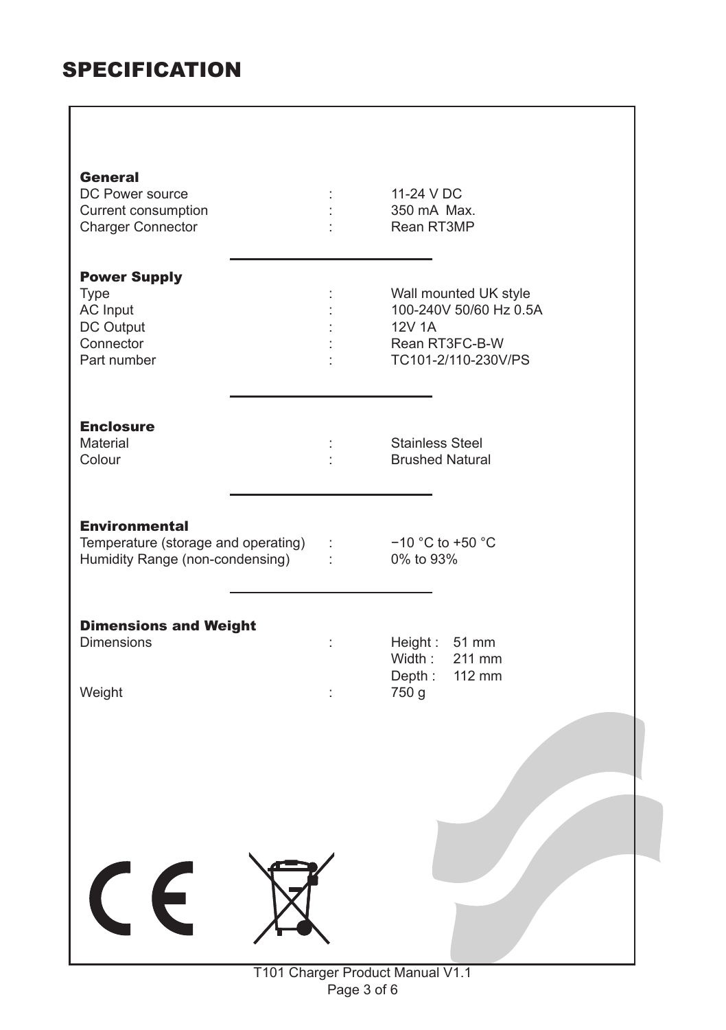# SPECIFICATION

### General

| | | |
|---|---|---|
| DC Power source | : | 11-24 V DC |
| Current consumption | : | 350 mA Max. |
| Charger Connector | : | Rean RT3MP |

### Power Supply

| | | |
|---|---|---|
| Type | : | Wall mounted UK style |
| AC Input | : | 100-240V 50/60 Hz 0.5A |
| DC Output | : | 12V 1A |
| Connector | : | Rean RT3FC-B-W |
| Part number | : | TC101-2/110-230V/PS |

### Enclosure

| | | |
|---|---|---|
| Material | : | Stainless Steel |
| Colour | : | Brushed Natural |

### Environmental

| | | |
|---|---|---|
| Temperature (storage and operating) | : | −10 °C to +50 °C |
| Humidity Range (non-condensing) | : | 0% to 93% |

### Dimensions and Weight

| | | |
|---|---|---|
| Dimensions | : | Height : 51 mm<br>Width : 211 mm<br>Depth : 112 mm |
| Weight | : | 750 g |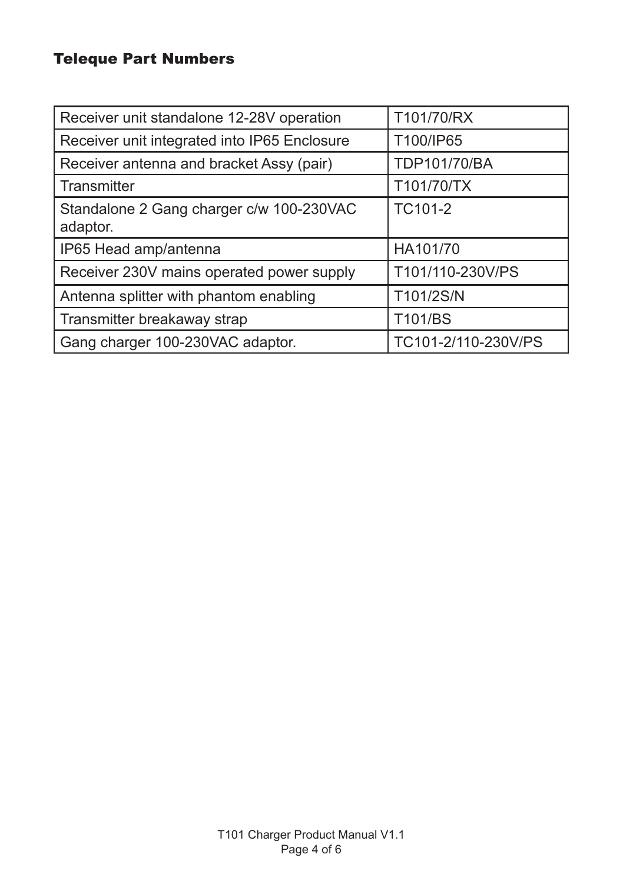## Teleque Part Numbers

| | |
|---|---|
| Receiver unit standalone 12-28V operation | T101/70/RX |
| Receiver unit integrated into IP65 Enclosure | T100/IP65 |
| Receiver antenna and bracket Assy (pair) | TDP101/70/BA |
| Transmitter | T101/70/TX |
| Standalone 2 Gang charger c/w 100-230VAC adaptor. | TC101-2 |
| IP65 Head amp/antenna | HA101/70 |
| Receiver 230V mains operated power supply | T101/110-230V/PS |
| Antenna splitter with phantom enabling | T101/2S/N |
| Transmitter breakaway strap | T101/BS |
| Gang charger 100-230VAC adaptor. | TC101-2/110-230V/PS |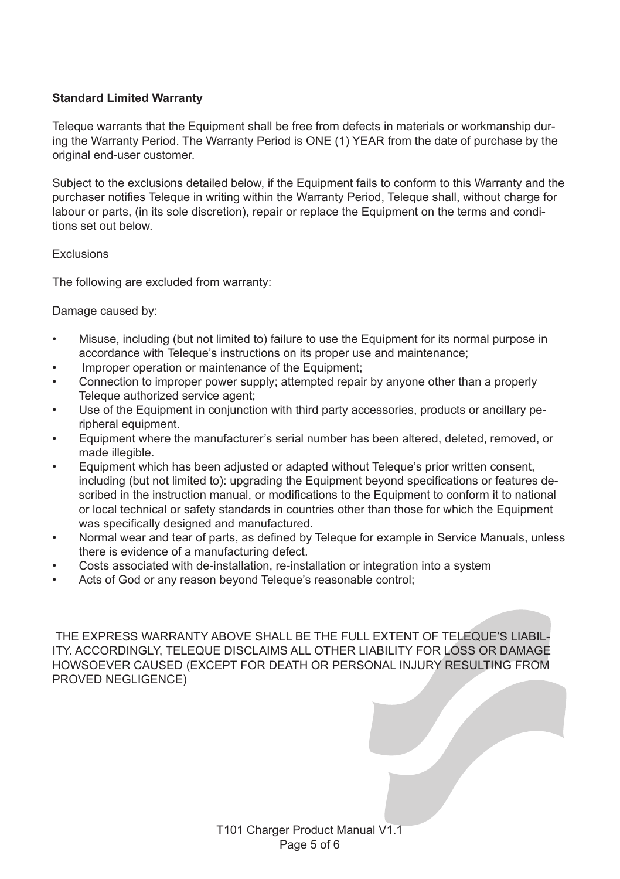**Standard Limited Warranty**

Teleque warrants that the Equipment shall be free from defects in materials or workmanship during the Warranty Period. The Warranty Period is ONE (1) YEAR from the date of purchase by the original end-user customer.

Subject to the exclusions detailed below, if the Equipment fails to conform to this Warranty and the purchaser notifies Teleque in writing within the Warranty Period, Teleque shall, without charge for labour or parts, (in its sole discretion), repair or replace the Equipment on the terms and conditions set out below.

Exclusions

The following are excluded from warranty:

Damage caused by:

- Misuse, including (but not limited to) failure to use the Equipment for its normal purpose in accordance with Teleque's instructions on its proper use and maintenance;
- Improper operation or maintenance of the Equipment;
- Connection to improper power supply; attempted repair by anyone other than a properly Teleque authorized service agent;
- Use of the Equipment in conjunction with third party accessories, products or ancillary peripheral equipment.
- Equipment where the manufacturer's serial number has been altered, deleted, removed, or made illegible.
- Equipment which has been adjusted or adapted without Teleque's prior written consent, including (but not limited to): upgrading the Equipment beyond specifications or features described in the instruction manual, or modifications to the Equipment to conform it to national or local technical or safety standards in countries other than those for which the Equipment was specifically designed and manufactured.
- Normal wear and tear of parts, as defined by Teleque for example in Service Manuals, unless there is evidence of a manufacturing defect.
- Costs associated with de-installation, re-installation or integration into a system
- Acts of God or any reason beyond Teleque's reasonable control;

THE EXPRESS WARRANTY ABOVE SHALL BE THE FULL EXTENT OF TELEQUE'S LIABILITY. ACCORDINGLY, TELEQUE DISCLAIMS ALL OTHER LIABILITY FOR LOSS OR DAMAGE HOWSOEVER CAUSED (EXCEPT FOR DEATH OR PERSONAL INJURY RESULTING FROM PROVED NEGLIGENCE)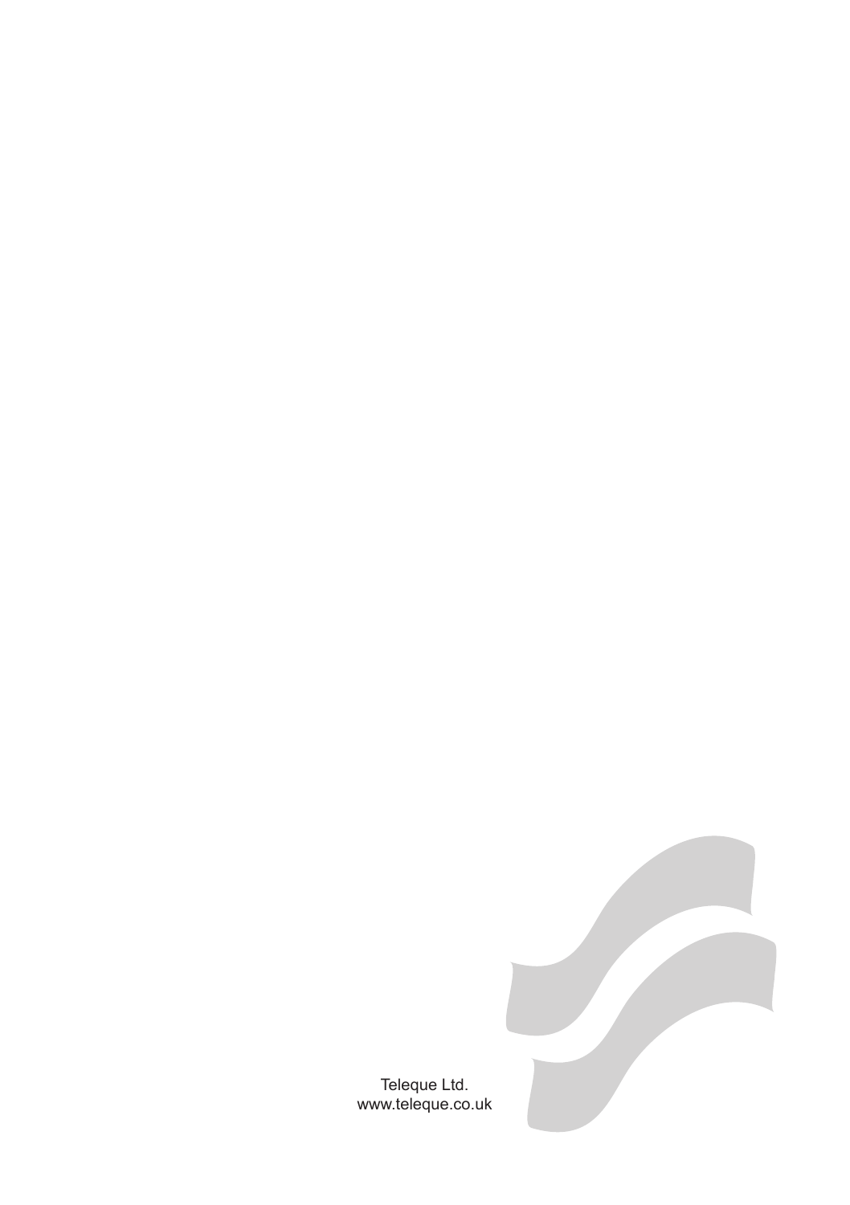Teleque Ltd.
www.teleque.co.uk